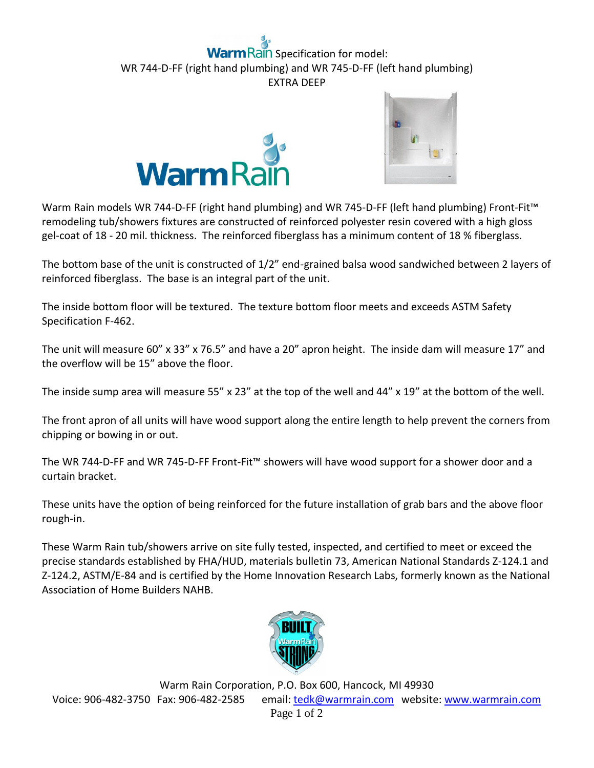# WarmRain Specification for model:
## WR 744-D-FF (right hand plumbing) and WR 745-D-FF (left hand plumbing)
## EXTRA DEEP

Warm Rain models WR 744-D-FF (right hand plumbing) and WR 745-D-FF (left hand plumbing) Front-Fit™ remodeling tub/showers fixtures are constructed of reinforced polyester resin covered with a high gloss gel-coat of 18 - 20 mil. thickness. The reinforced fiberglass has a minimum content of 18 % fiberglass.

The bottom base of the unit is constructed of 1/2" end-grained balsa wood sandwiched between 2 layers of reinforced fiberglass. The base is an integral part of the unit.

The inside bottom floor will be textured. The texture bottom floor meets and exceeds ASTM Safety Specification F-462.

The unit will measure 60" x 33" x 76.5" and have a 20" apron height. The inside dam will measure 17" and the overflow will be 15" above the floor.

The inside sump area will measure 55" x 23" at the top of the well and 44" x 19" at the bottom of the well.

The front apron of all units will have wood support along the entire length to help prevent the corners from chipping or bowing in or out.

The WR 744-D-FF and WR 745-D-FF Front-Fit™ showers will have wood support for a shower door and a curtain bracket.

These units have the option of being reinforced for the future installation of grab bars and the above floor rough-in.

These Warm Rain tub/showers arrive on site fully tested, inspected, and certified to meet or exceed the precise standards established by FHA/HUD, materials bulletin 73, American National Standards Z-124.1 and Z-124.2, ASTM/E-84 and is certified by the Home Innovation Research Labs, formerly known as the National Association of Home Builders NAHB.

Warm Rain Corporation, P.O. Box 600, Hancock, MI 49930
Voice: 906-482-3750 Fax: 906-482-2585 email: tedk@warmrain.com website: www.warmrain.com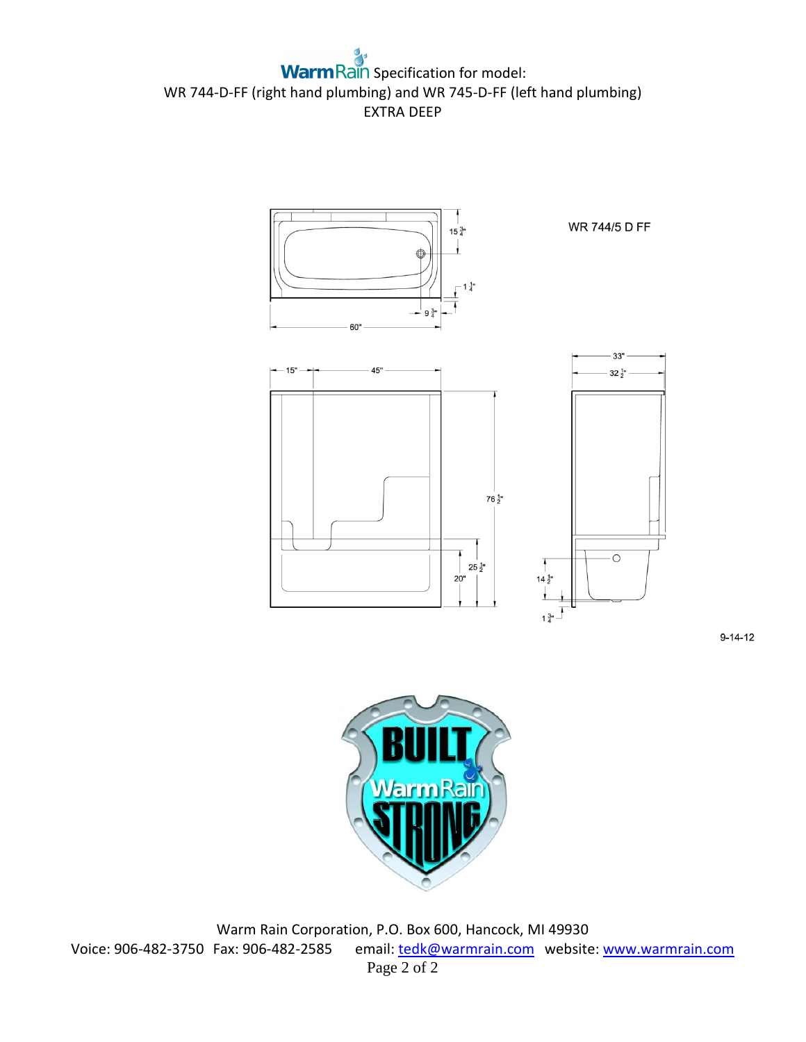WarmRain Specification for model:
WR 744-D-FF (right hand plumbing) and WR 745-D-FF (left hand plumbing)
EXTRA DEEP

WR 744/5 D FF

15 3/4"
1 1/4"
9 3/4"
60"
15"
45"
33"
32 1/2"
76 1/2"
25 1/2"
20"
14 1/2"
1 3/4"

9-14-12

Warm Rain Corporation, P.O. Box 600, Hancock, MI 49930
Voice: 906-482-3750 Fax: 906-482-2585 email: tedk@warmrain.com website: www.warmrain.com